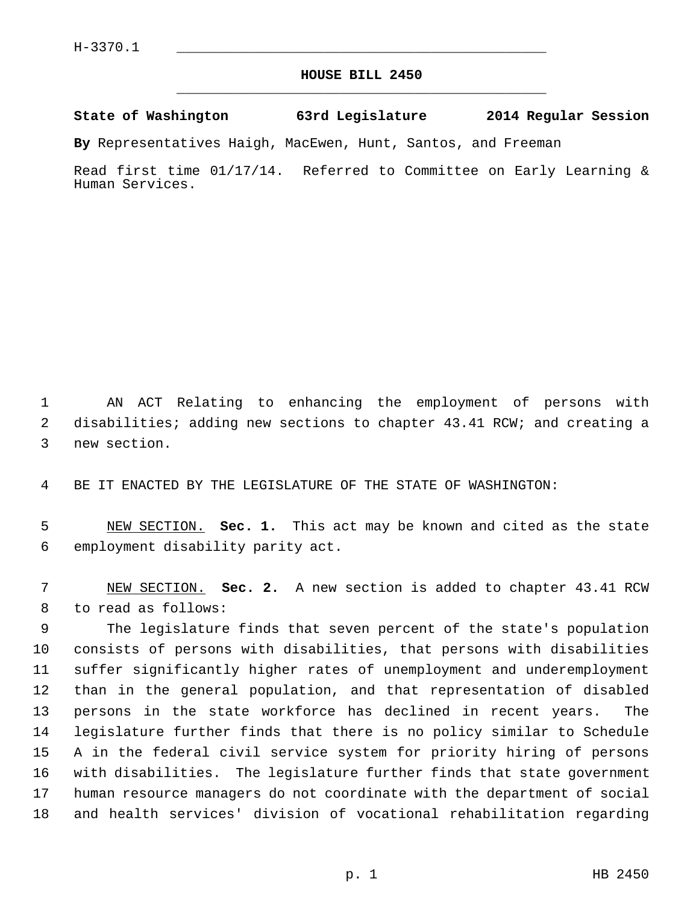H-3370.1

# HOUSE BILL 2450

**State of Washington 63rd Legislature 2014 Regular Session**

**By** Representatives Haigh, MacEwen, Hunt, Santos, and Freeman

Read first time 01/17/14. Referred to Committee on Early Learning & Human Services.

AN ACT Relating to enhancing the employment of persons with disabilities; adding new sections to chapter 43.41 RCW; and creating a new section.

BE IT ENACTED BY THE LEGISLATURE OF THE STATE OF WASHINGTON:

NEW SECTION. **Sec. 1.** This act may be known and cited as the state employment disability parity act.

NEW SECTION. **Sec. 2.** A new section is added to chapter 43.41 RCW to read as follows:

The legislature finds that seven percent of the state's population consists of persons with disabilities, that persons with disabilities suffer significantly higher rates of unemployment and underemployment than in the general population, and that representation of disabled persons in the state workforce has declined in recent years. The legislature further finds that there is no policy similar to Schedule A in the federal civil service system for priority hiring of persons with disabilities. The legislature further finds that state government human resource managers do not coordinate with the department of social and health services' division of vocational rehabilitation regarding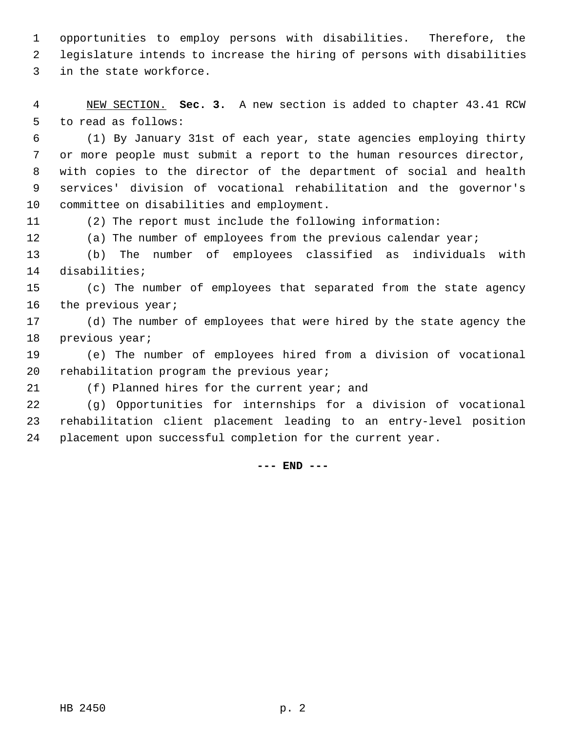opportunities to employ persons with disabilities. Therefore, the legislature intends to increase the hiring of persons with disabilities in the state workforce.

NEW SECTION. **Sec. 3.** A new section is added to chapter 43.41 RCW to read as follows:

(1) By January 31st of each year, state agencies employing thirty or more people must submit a report to the human resources director, with copies to the director of the department of social and health services' division of vocational rehabilitation and the governor's committee on disabilities and employment.

(2) The report must include the following information:

(a) The number of employees from the previous calendar year;

(b) The number of employees classified as individuals with disabilities;

(c) The number of employees that separated from the state agency the previous year;

(d) The number of employees that were hired by the state agency the previous year;

(e) The number of employees hired from a division of vocational rehabilitation program the previous year;

(f) Planned hires for the current year; and

(g) Opportunities for internships for a division of vocational rehabilitation client placement leading to an entry-level position placement upon successful completion for the current year.

**--- END ---**